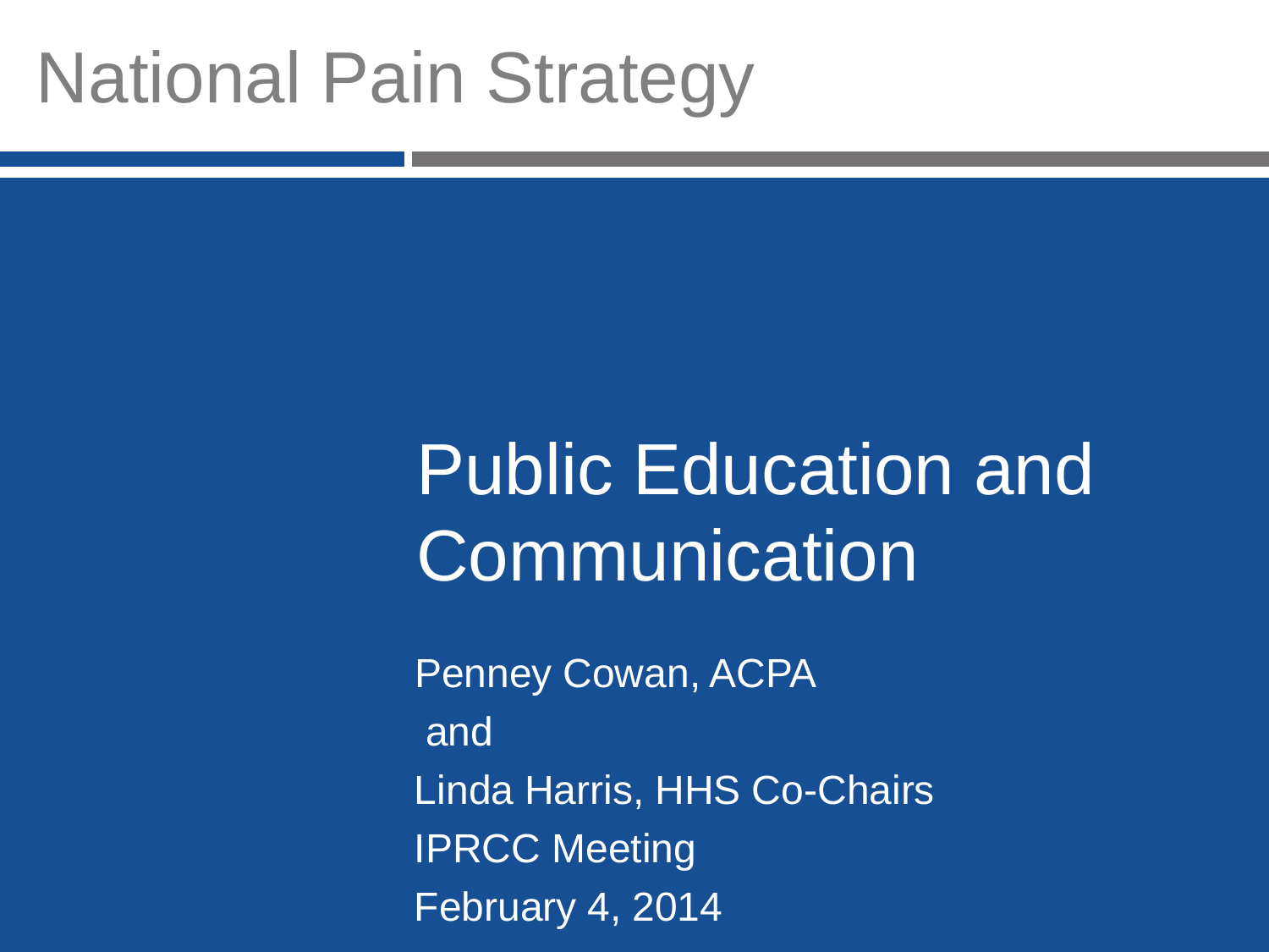# National Pain Strategy

## Public Education and Communication

Penney Cowan, ACPA

and

Linda Harris, HHS Co-Chairs

IPRCC Meeting

February 4, 2014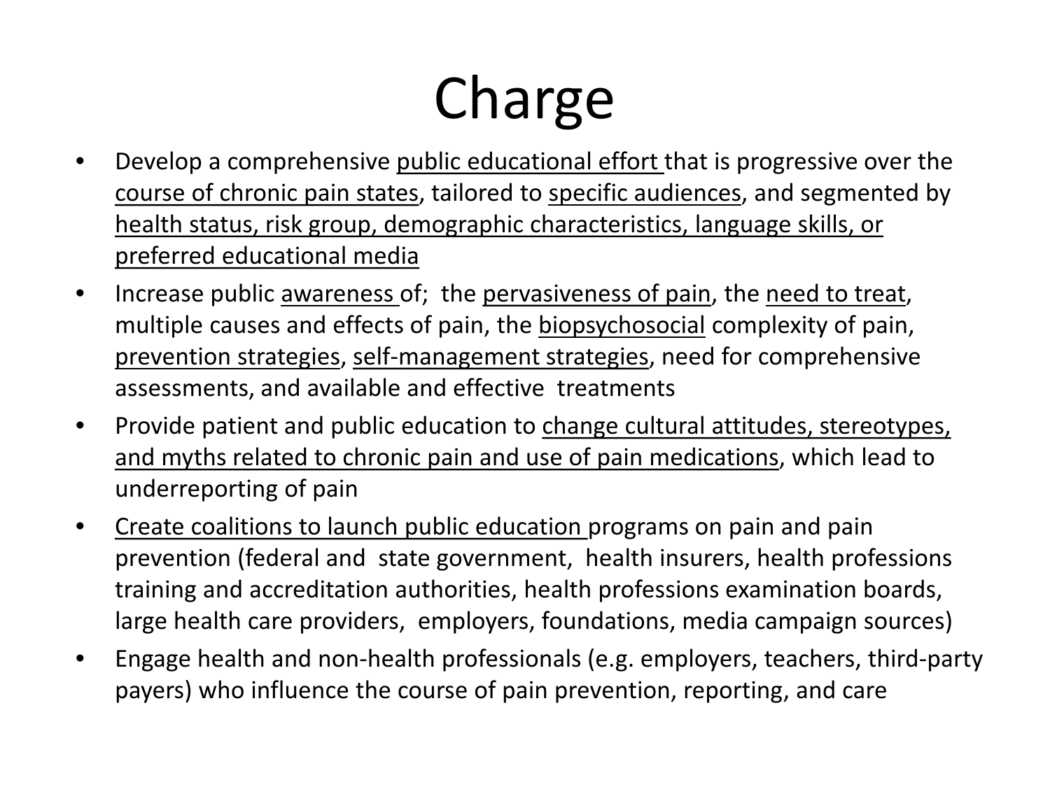# Charge

- Develop a comprehensive <u>public educational effort</u> that is progressive over the <u>course of chronic pain states</u>, tailored to <u>specific audiences</u>, and segmented by <u>health status, risk group, demographic characteristics, language skills, or preferred educational media</u>
- Increase public <u>awareness</u> of; the <u>pervasiveness of pain</u>, the <u>need to treat</u>, multiple causes and effects of pain, the <u>biopsychosocial</u> complexity of pain, <u>prevention strategies</u>, <u>self-management strategies</u>, need for comprehensive assessments, and available and effective treatments
- Provide patient and public education to <u>change cultural attitudes, stereotypes, and myths related to chronic pain and use of pain medications</u>, which lead to underreporting of pain
- <u>Create coalitions to launch public education</u> programs on pain and pain prevention (federal and state government, health insurers, health professions training and accreditation authorities, health professions examination boards, large health care providers, employers, foundations, media campaign sources)
- Engage health and non-health professionals (e.g. employers, teachers, third-party payers) who influence the course of pain prevention, reporting, and care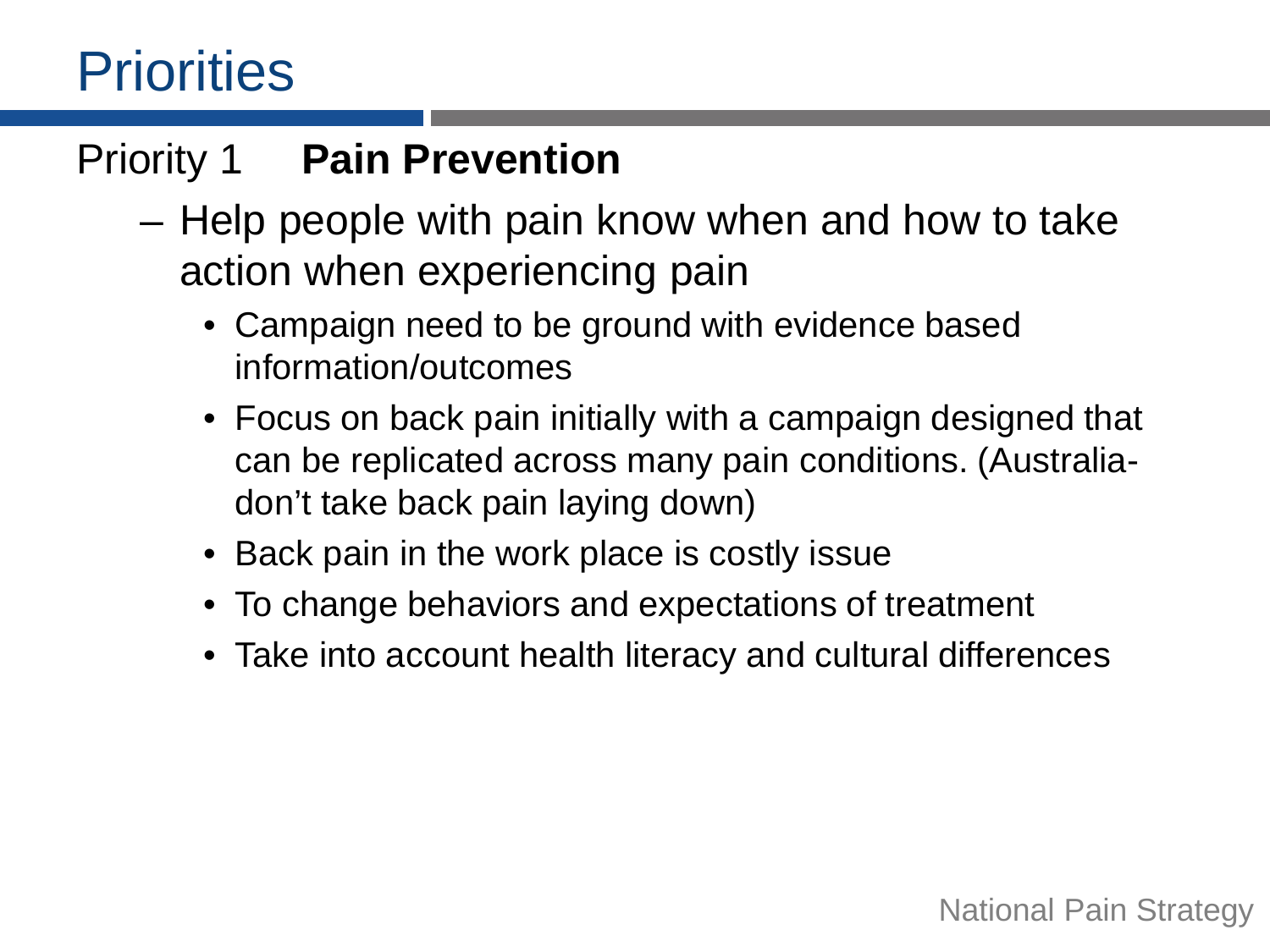# Priorities

Priority 1 **Pain Prevention**

- Help people with pain know when and how to take action when experiencing pain
  - Campaign need to be ground with evidence based information/outcomes
  - Focus on back pain initially with a campaign designed that can be replicated across many pain conditions. (Australia- don't take back pain laying down)
  - Back pain in the work place is costly issue
  - To change behaviors and expectations of treatment
  - Take into account health literacy and cultural differences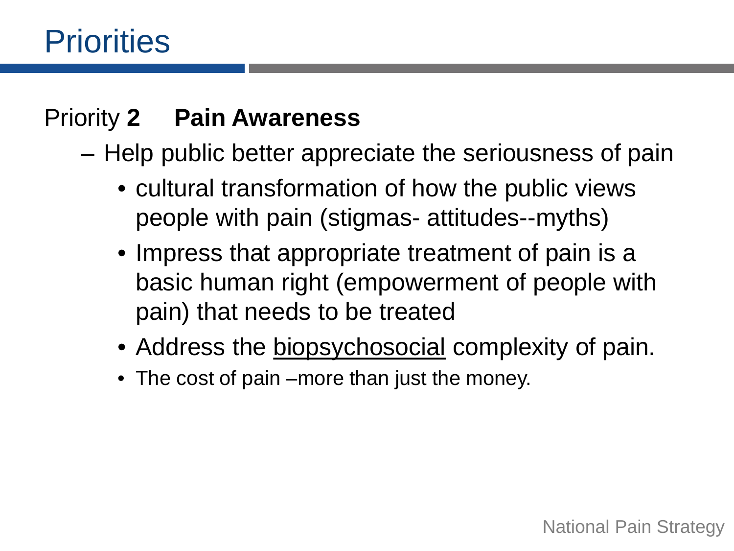# Priorities

Priority **2** **Pain Awareness**

- Help public better appreciate the seriousness of pain
  - cultural transformation of how the public views people with pain (stigmas- attitudes--myths)
  - Impress that appropriate treatment of pain is a basic human right (empowerment of people with pain) that needs to be treated
  - Address the <u>biopsychosocial</u> complexity of pain.
  - The cost of pain –more than just the money.

National Pain Strategy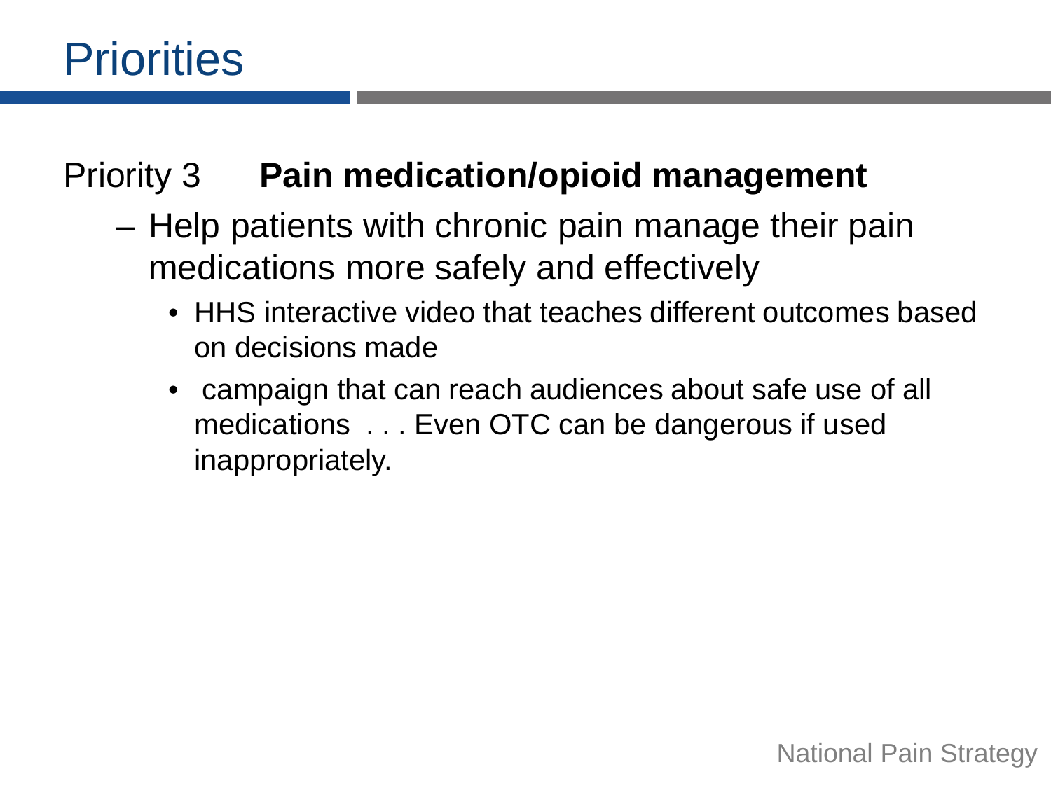# Priorities

Priority 3 **Pain medication/opioid management**

- Help patients with chronic pain manage their pain medications more safely and effectively
  - HHS interactive video that teaches different outcomes based on decisions made
  - campaign that can reach audiences about safe use of all medications . . . Even OTC can be dangerous if used inappropriately.

National Pain Strategy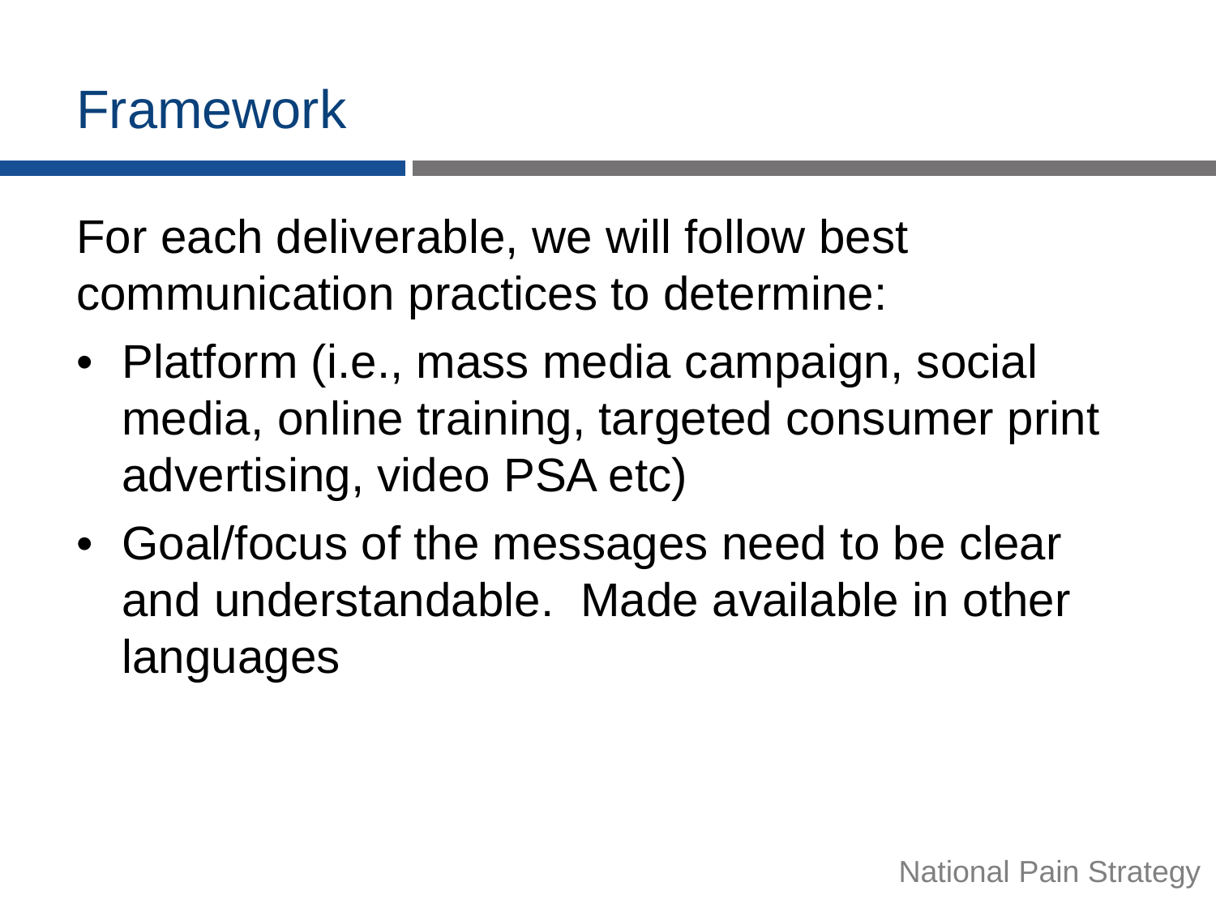# Framework

For each deliverable, we will follow best communication practices to determine:

- Platform (i.e., mass media campaign, social media, online training, targeted consumer print advertising, video PSA etc)
- Goal/focus of the messages need to be clear and understandable.  Made available in other languages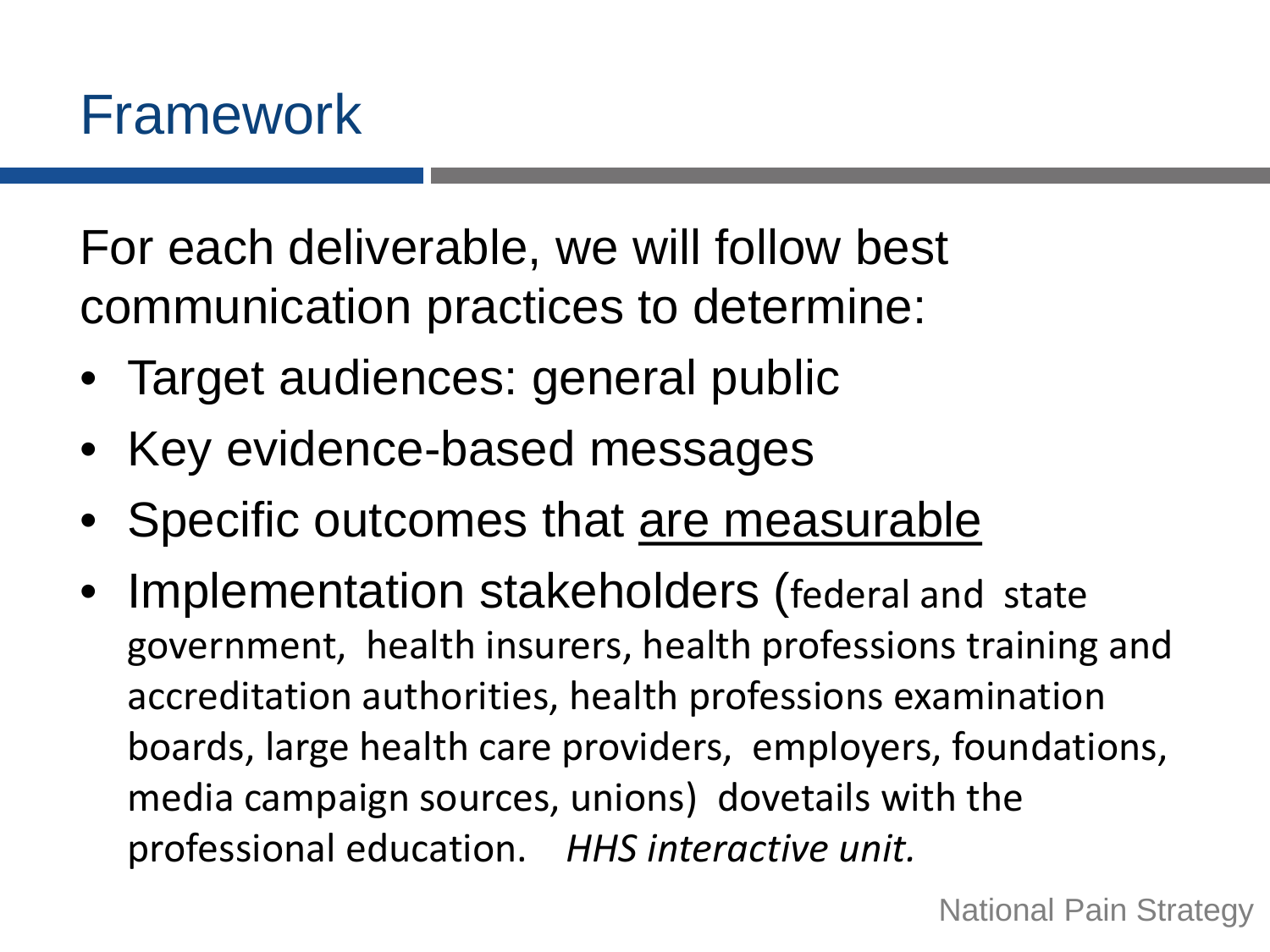# Framework

For each deliverable, we will follow best communication practices to determine:

- Target audiences: general public
- Key evidence-based messages
- Specific outcomes that <u>are measurable</u>
- Implementation stakeholders (federal and state government, health insurers, health professions training and accreditation authorities, health professions examination boards, large health care providers, employers, foundations, media campaign sources, unions) dovetails with the professional education. *HHS interactive unit.*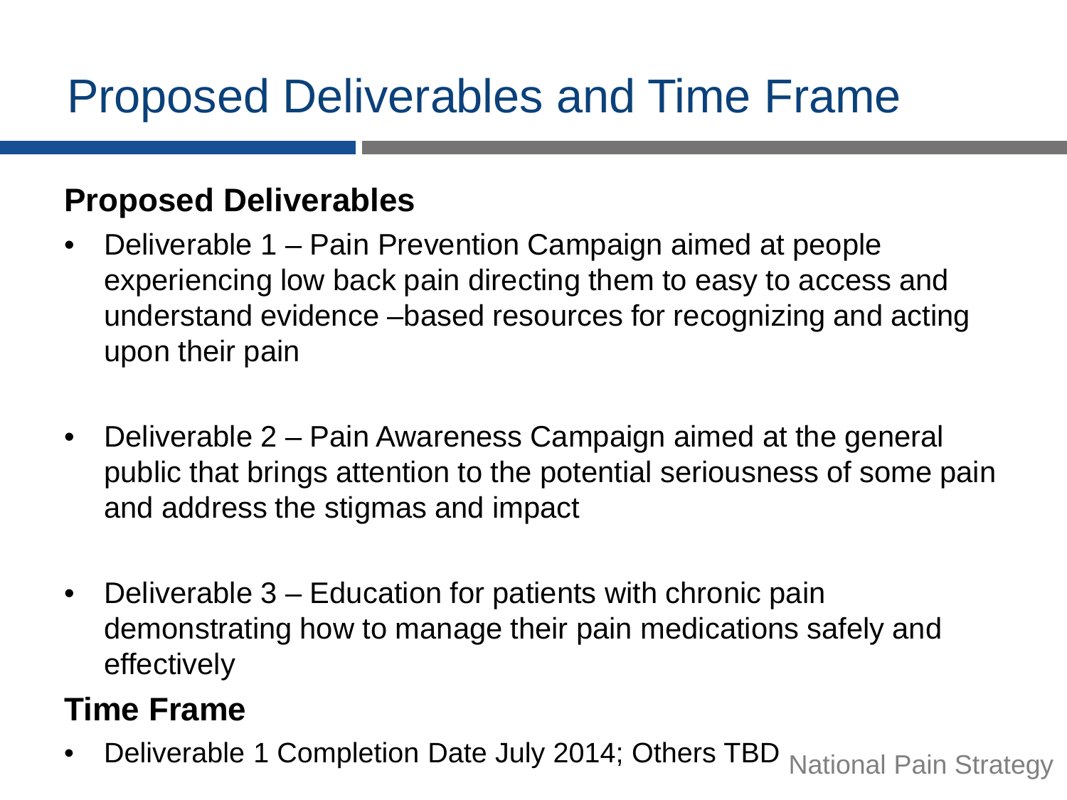# Proposed Deliverables and Time Frame

**Proposed Deliverables**

- Deliverable 1 – Pain Prevention Campaign aimed at people experiencing low back pain directing them to easy to access and understand evidence –based resources for recognizing and acting upon their pain
- Deliverable 2 – Pain Awareness Campaign aimed at the general public that brings attention to the potential seriousness of some pain and address the stigmas and impact
- Deliverable 3 – Education for patients with chronic pain demonstrating how to manage their pain medications safely and effectively

**Time Frame**

- Deliverable 1 Completion Date July 2014; Others TBD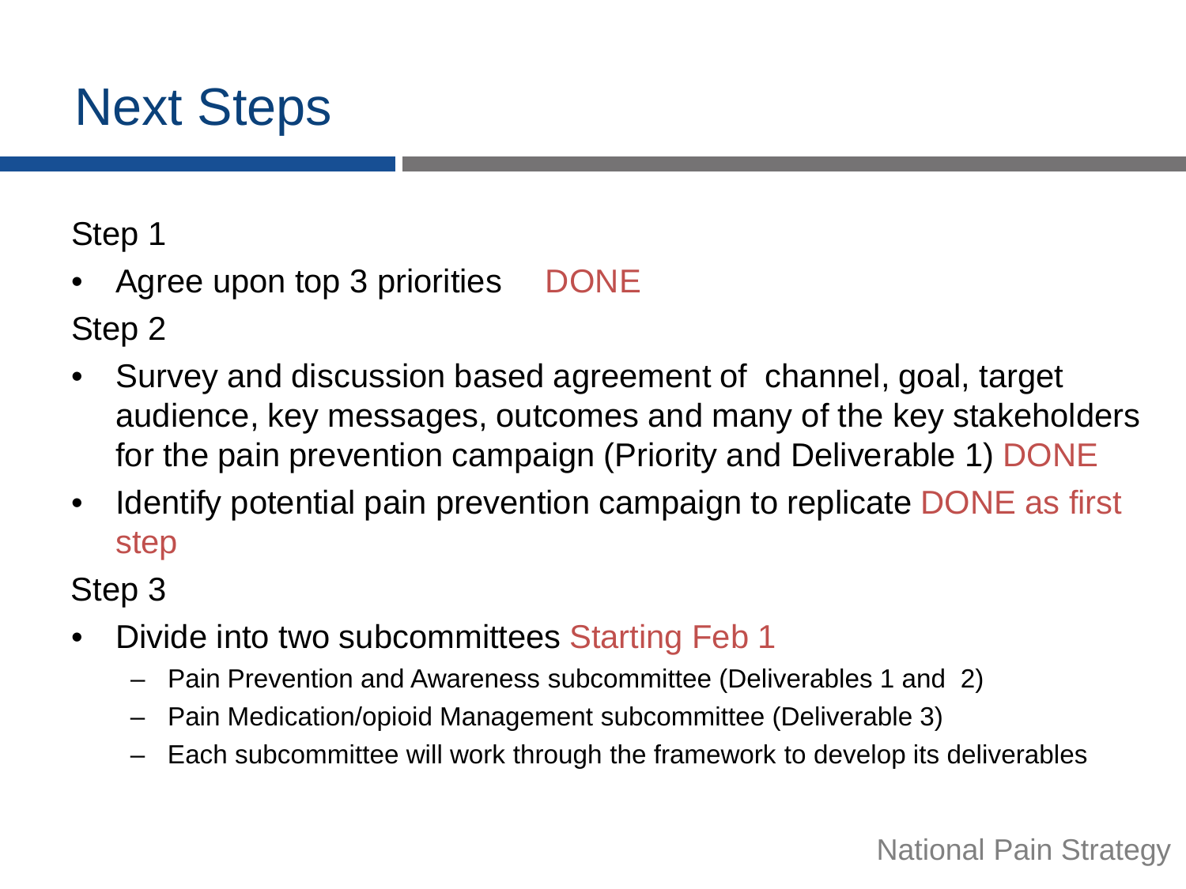# Next Steps

Step 1

- Agree upon top 3 priorities DONE

Step 2

- Survey and discussion based agreement of channel, goal, target audience, key messages, outcomes and many of the key stakeholders for the pain prevention campaign (Priority and Deliverable 1) DONE
- Identify potential pain prevention campaign to replicate DONE as first step

Step 3

- Divide into two subcommittees Starting Feb 1
  - Pain Prevention and Awareness subcommittee (Deliverables 1 and 2)
  - Pain Medication/opioid Management subcommittee (Deliverable 3)
  - Each subcommittee will work through the framework to develop its deliverables